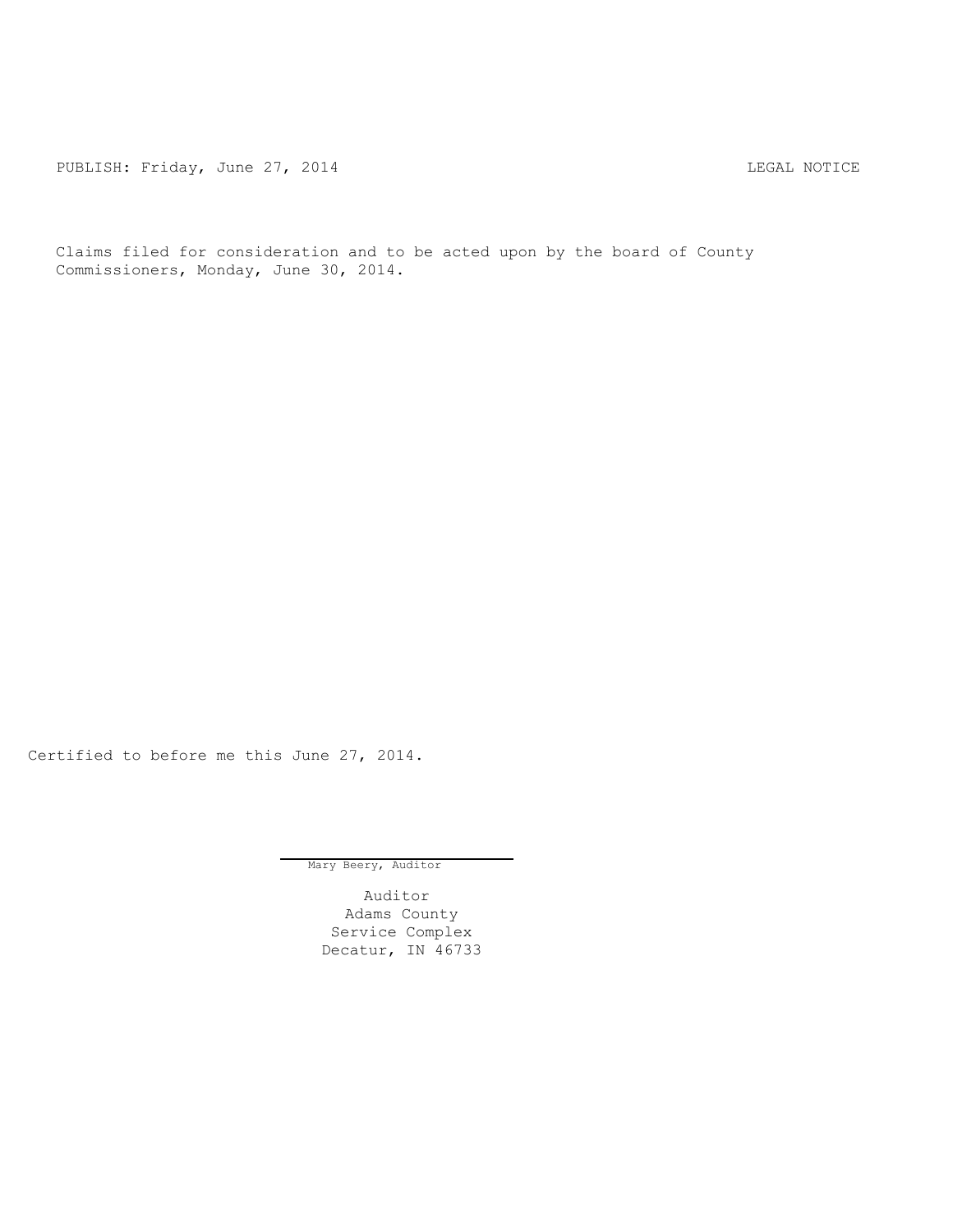PUBLISH: Friday, June 27, 2014 LEGAL NOTICE

Claims filed for consideration and to be acted upon by the board of County Commissioners, Monday, June 30, 2014.

Certified to before me this June 27, 2014.

Mary Beery, Auditor

Auditor
Adams County
Service Complex
Decatur, IN 46733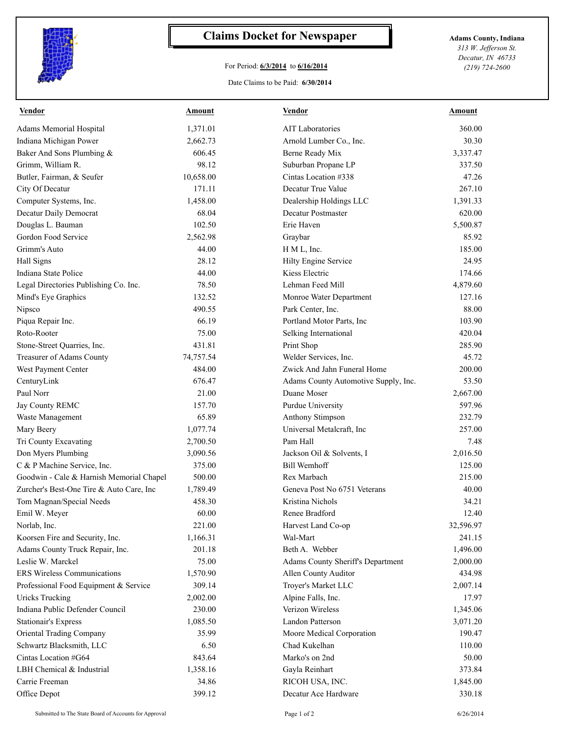# Claims Docket for Newspaper

For Period: **6/3/2014** to **6/16/2014**

Date Claims to be Paid: **6/30/2014**

**Adams County, Indiana**
*313 W. Jefferson St.*
*Decatur, IN 46733*
*(219) 724-2600*

| Vendor | Amount | Vendor | Amount |
|---|---|---|---|
| Adams Memorial Hospital | 1,371.01 | AIT Laboratories | 360.00 |
| Indiana Michigan Power | 2,662.73 | Arnold Lumber Co., Inc. | 30.30 |
| Baker And Sons Plumbing & | 606.45 | Berne Ready Mix | 3,337.47 |
| Grimm, William R. | 98.12 | Suburban Propane LP | 337.50 |
| Butler, Fairman, & Seufer | 10,658.00 | Cintas Location #338 | 47.26 |
| City Of Decatur | 171.11 | Decatur True Value | 267.10 |
| Computer Systems, Inc. | 1,458.00 | Dealership Holdings LLC | 1,391.33 |
| Decatur Daily Democrat | 68.04 | Decatur Postmaster | 620.00 |
| Douglas L. Bauman | 102.50 | Erie Haven | 5,500.87 |
| Gordon Food Service | 2,562.98 | Graybar | 85.92 |
| Grimm's Auto | 44.00 | H M L, Inc. | 185.00 |
| Hall Signs | 28.12 | Hilty Engine Service | 24.95 |
| Indiana State Police | 44.00 | Kiess Electric | 174.66 |
| Legal Directories Publishing Co. Inc. | 78.50 | Lehman Feed Mill | 4,879.60 |
| Mind's Eye Graphics | 132.52 | Monroe Water Department | 127.16 |
| Nipsco | 490.55 | Park Center, Inc. | 88.00 |
| Piqua Repair Inc. | 66.19 | Portland Motor Parts, Inc | 103.90 |
| Roto-Rooter | 75.00 | Selking International | 420.04 |
| Stone-Street Quarries, Inc. | 431.81 | Print Shop | 285.90 |
| Treasurer of Adams County | 74,757.54 | Welder Services, Inc. | 45.72 |
| West Payment Center | 484.00 | Zwick And Jahn Funeral Home | 200.00 |
| CenturyLink | 676.47 | Adams County Automotive Supply, Inc. | 53.50 |
| Paul Norr | 21.00 | Duane Moser | 2,667.00 |
| Jay County REMC | 157.70 | Purdue University | 597.96 |
| Waste Management | 65.89 | Anthony Stimpson | 232.79 |
| Mary Beery | 1,077.74 | Universal Metalcraft, Inc | 257.00 |
| Tri County Excavating | 2,700.50 | Pam Hall | 7.48 |
| Don Myers Plumbing | 3,090.56 | Jackson Oil & Solvents, I | 2,016.50 |
| C & P Machine Service, Inc. | 375.00 | Bill Wemhoff | 125.00 |
| Goodwin - Cale & Harnish Memorial Chapel | 500.00 | Rex Marbach | 215.00 |
| Zurcher's Best-One Tire & Auto Care, Inc | 1,789.49 | Geneva Post No 6751 Veterans | 40.00 |
| Tom Magnan/Special Needs | 458.30 | Kristina Nichols | 34.21 |
| Emil W. Meyer | 60.00 | Renee Bradford | 12.40 |
| Norlab, Inc. | 221.00 | Harvest Land Co-op | 32,596.97 |
| Koorsen Fire and Security, Inc. | 1,166.31 | Wal-Mart | 241.15 |
| Adams County Truck Repair, Inc. | 201.18 | Beth A. Webber | 1,496.00 |
| Leslie W. Marckel | 75.00 | Adams County Sheriff's Department | 2,000.00 |
| ERS Wireless Communications | 1,570.90 | Allen County Auditor | 434.98 |
| Professional Food Equipment & Service | 309.14 | Troyer's Market LLC | 2,007.14 |
| Uricks Trucking | 2,002.00 | Alpine Falls, Inc. | 17.97 |
| Indiana Public Defender Council | 230.00 | Verizon Wireless | 1,345.06 |
| Stationair's Express | 1,085.50 | Landon Patterson | 3,071.20 |
| Oriental Trading Company | 35.99 | Moore Medical Corporation | 190.47 |
| Schwartz Blacksmith, LLC | 6.50 | Chad Kukelhan | 110.00 |
| Cintas Location #G64 | 843.64 | Marko's on 2nd | 50.00 |
| LBH Chemical & Industrial | 1,358.16 | Gayla Reinhart | 373.84 |
| Carrie Freeman | 34.86 | RICOH USA, INC. | 1,845.00 |
| Office Depot | 399.12 | Decatur Ace Hardware | 330.18 |

Submitted to The State Board of Accounts for Approval

6/26/2014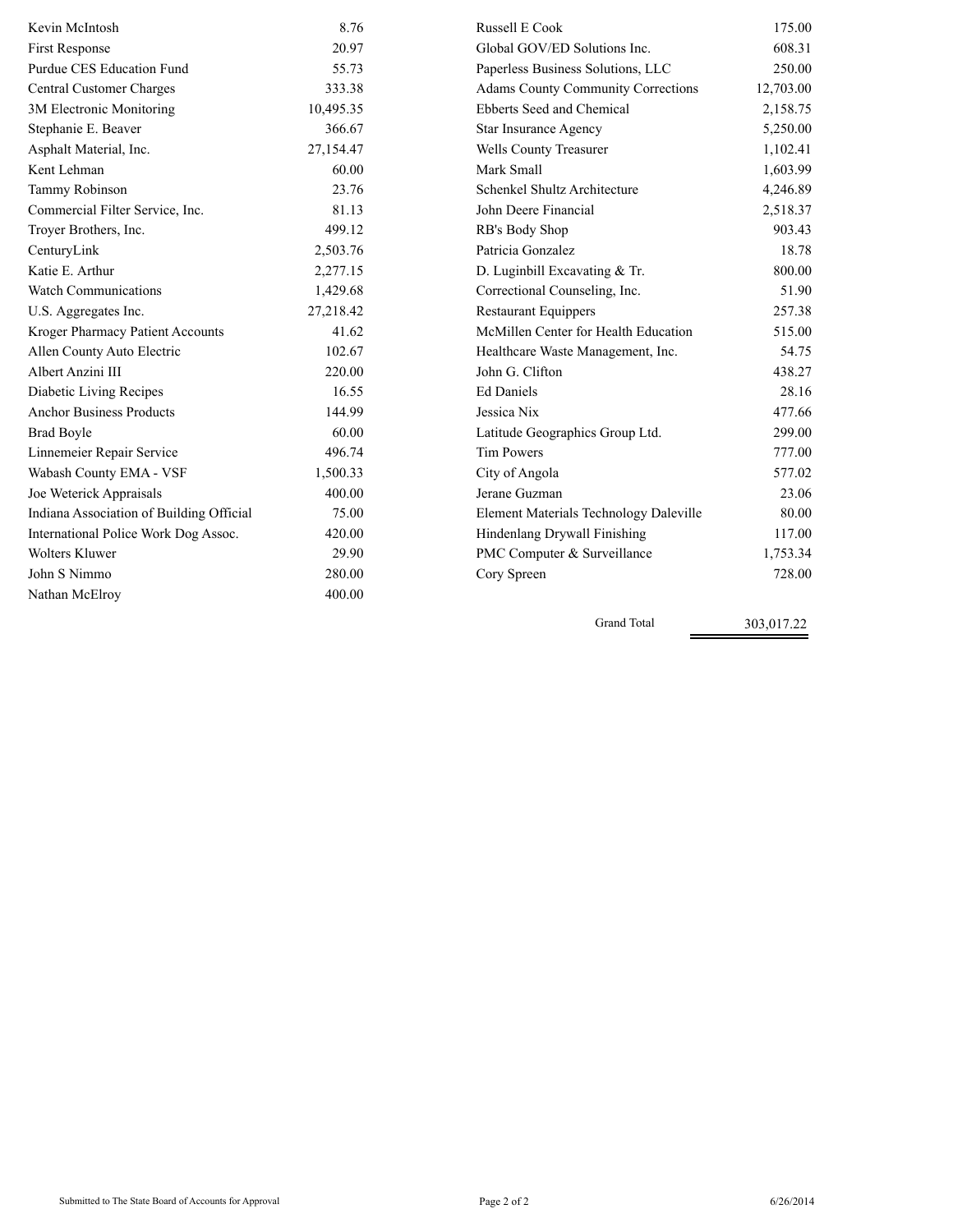| | |
|---|---|
| Kevin McIntosh | 8.76 |
| First Response | 20.97 |
| Purdue CES Education Fund | 55.73 |
| Central Customer Charges | 333.38 |
| 3M Electronic Monitoring | 10,495.35 |
| Stephanie E. Beaver | 366.67 |
| Asphalt Material, Inc. | 27,154.47 |
| Kent Lehman | 60.00 |
| Tammy Robinson | 23.76 |
| Commercial Filter Service, Inc. | 81.13 |
| Troyer Brothers, Inc. | 499.12 |
| CenturyLink | 2,503.76 |
| Katie E. Arthur | 2,277.15 |
| Watch Communications | 1,429.68 |
| U.S. Aggregates Inc. | 27,218.42 |
| Kroger Pharmacy Patient Accounts | 41.62 |
| Allen County Auto Electric | 102.67 |
| Albert Anzini III | 220.00 |
| Diabetic Living Recipes | 16.55 |
| Anchor Business Products | 144.99 |
| Brad Boyle | 60.00 |
| Linnemeier Repair Service | 496.74 |
| Wabash County EMA - VSF | 1,500.33 |
| Joe Weterick Appraisals | 400.00 |
| Indiana Association of Building Official | 75.00 |
| International Police Work Dog Assoc. | 420.00 |
| Wolters Kluwer | 29.90 |
| John S Nimmo | 280.00 |
| Nathan McElroy | 400.00 |
| Russell E Cook | 175.00 |
| Global GOV/ED Solutions Inc. | 608.31 |
| Paperless Business Solutions, LLC | 250.00 |
| Adams County Community Corrections | 12,703.00 |
| Ebberts Seed and Chemical | 2,158.75 |
| Star Insurance Agency | 5,250.00 |
| Wells County Treasurer | 1,102.41 |
| Mark Small | 1,603.99 |
| Schenkel Shultz Architecture | 4,246.89 |
| John Deere Financial | 2,518.37 |
| RB's Body Shop | 903.43 |
| Patricia Gonzalez | 18.78 |
| D. Luginbill Excavating & Tr. | 800.00 |
| Correctional Counseling, Inc. | 51.90 |
| Restaurant Equippers | 257.38 |
| McMillen Center for Health Education | 515.00 |
| Healthcare Waste Management, Inc. | 54.75 |
| John G. Clifton | 438.27 |
| Ed Daniels | 28.16 |
| Jessica Nix | 477.66 |
| Latitude Geographics Group Ltd. | 299.00 |
| Tim Powers | 777.00 |
| City of Angola | 577.02 |
| Jerane Guzman | 23.06 |
| Element Materials Technology Daleville | 80.00 |
| Hindenlang Drywall Finishing | 117.00 |
| PMC Computer & Surveillance | 1,753.34 |
| Cory Spreen | 728.00 |
| Grand Total | 303,017.22 |

Submitted to The State Board of Accounts for Approval

6/26/2014